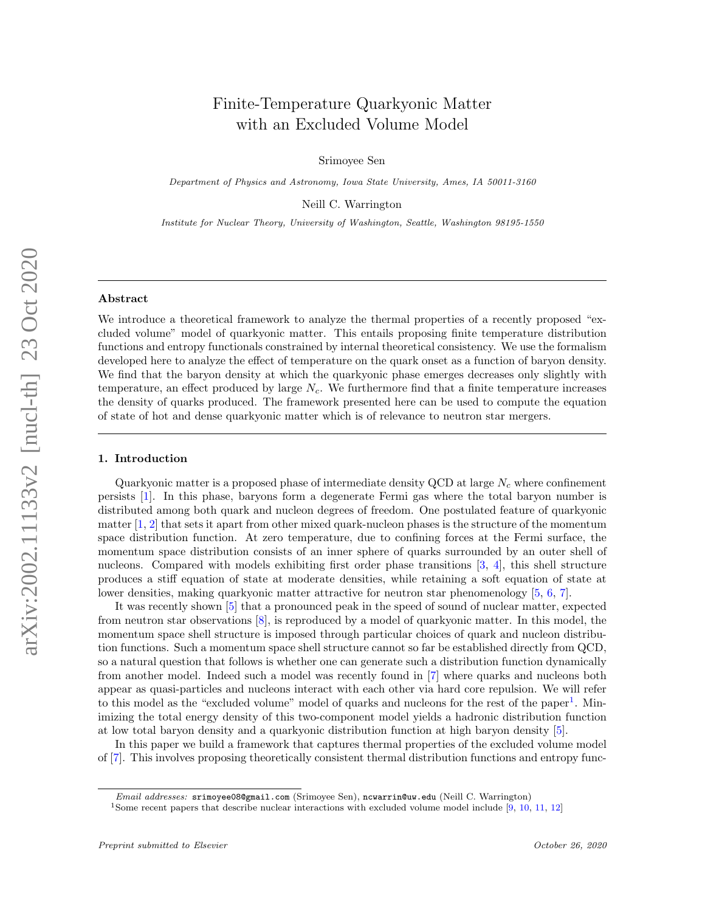# Finite-Temperature Quarkyonic Matter with an Excluded Volume Model

Srimoyee Sen

*Department of Physics and Astronomy, Iowa State University, Ames, IA 50011-3160*

Neill C. Warrington

*Institute for Nuclear Theory, University of Washington, Seattle, Washington 98195-1550*

## Abstract

We introduce a theoretical framework to analyze the thermal properties of a recently proposed "excluded volume" model of quarkyonic matter. This entails proposing finite temperature distribution functions and entropy functionals constrained by internal theoretical consistency. We use the formalism developed here to analyze the effect of temperature on the quark onset as a function of baryon density. We find that the baryon density at which the quarkyonic phase emerges decreases only slightly with temperature, an effect produced by large $N_c$. We furthermore find that a finite temperature increases the density of quarks produced. The framework presented here can be used to compute the equation of state of hot and dense quarkyonic matter which is of relevance to neutron star mergers.

## 1. Introduction

Quarkyonic matter is a proposed phase of intermediate density QCD at large $N_c$ where confinement persists [1]. In this phase, baryons form a degenerate Fermi gas where the total baryon number is distributed among both quark and nucleon degrees of freedom. One postulated feature of quarkyonic matter [1, 2] that sets it apart from other mixed quark-nucleon phases is the structure of the momentum space distribution function. At zero temperature, due to confining forces at the Fermi surface, the momentum space distribution consists of an inner sphere of quarks surrounded by an outer shell of nucleons. Compared with models exhibiting first order phase transitions [3, 4], this shell structure produces a stiff equation of state at moderate densities, while retaining a soft equation of state at lower densities, making quarkyonic matter attractive for neutron star phenomenology [5, 6, 7].

It was recently shown [5] that a pronounced peak in the speed of sound of nuclear matter, expected from neutron star observations [8], is reproduced by a model of quarkyonic matter. In this model, the momentum space shell structure is imposed through particular choices of quark and nucleon distribution functions. Such a momentum space shell structure cannot so far be established directly from QCD, so a natural question that follows is whether one can generate such a distribution function dynamically from another model. Indeed such a model was recently found in [7] where quarks and nucleons both appear as quasi-particles and nucleons interact with each other via hard core repulsion. We will refer to this model as the "excluded volume" model of quarks and nucleons for the rest of the paper[1]. Minimizing the total energy density of this two-component model yields a hadronic distribution function at low total baryon density and a quarkyonic distribution function at high baryon density [5].

In this paper we build a framework that captures thermal properties of the excluded volume model of [7]. This involves proposing theoretically consistent thermal distribution functions and entropy func-

*Email addresses:* srimoyee08@gmail.com (Srimoyee Sen), ncwarrin@uw.edu (Neill C. Warrington)

[1] Some recent papers that describe nuclear interactions with excluded volume model include [9, 10, 11, 12]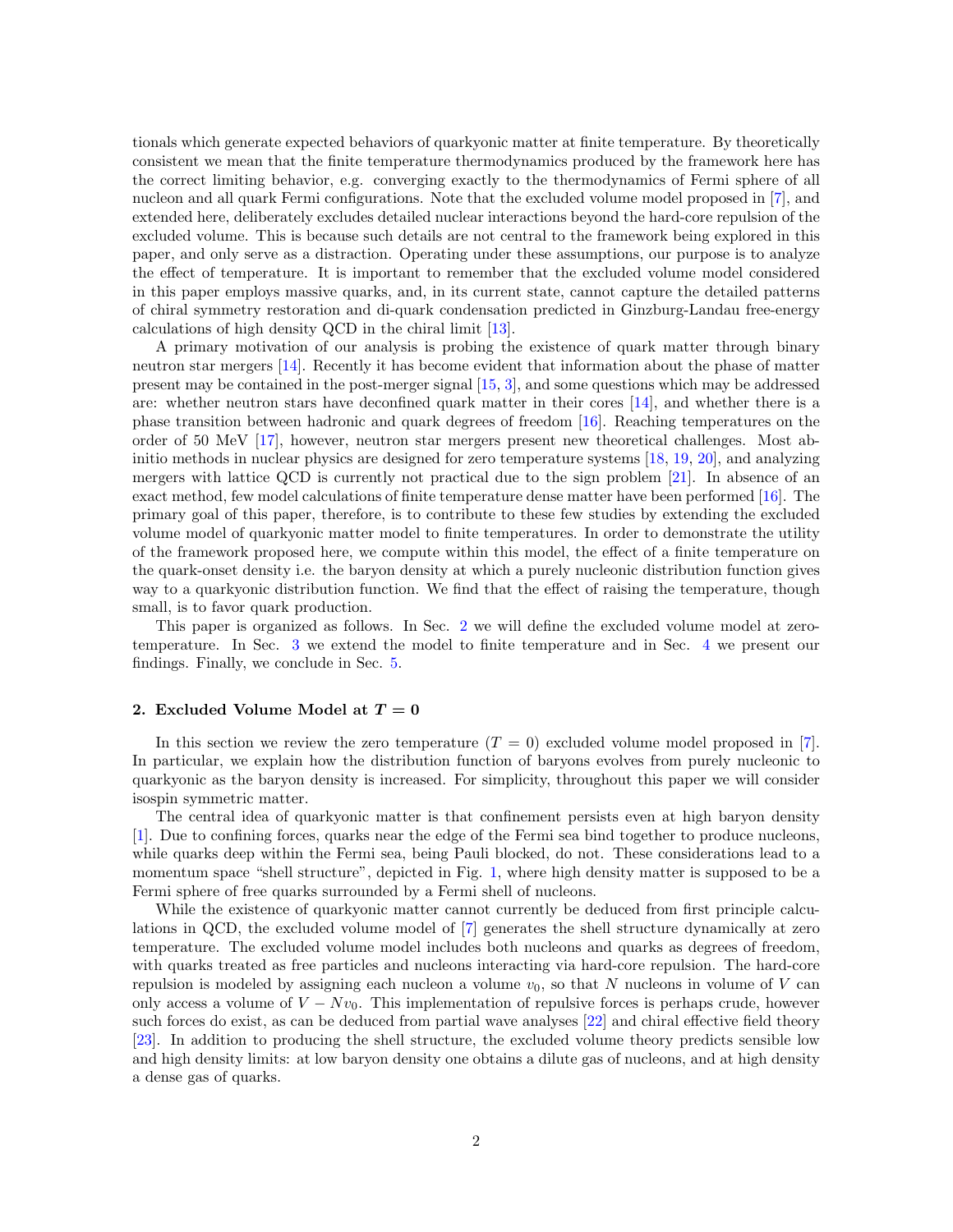tionals which generate expected behaviors of quarkyonic matter at finite temperature. By theoretically consistent we mean that the finite temperature thermodynamics produced by the framework here has the correct limiting behavior, e.g. converging exactly to the thermodynamics of Fermi sphere of all nucleon and all quark Fermi configurations. Note that the excluded volume model proposed in [7], and extended here, deliberately excludes detailed nuclear interactions beyond the hard-core repulsion of the excluded volume. This is because such details are not central to the framework being explored in this paper, and only serve as a distraction. Operating under these assumptions, our purpose is to analyze the effect of temperature. It is important to remember that the excluded volume model considered in this paper employs massive quarks, and, in its current state, cannot capture the detailed patterns of chiral symmetry restoration and di-quark condensation predicted in Ginzburg-Landau free-energy calculations of high density QCD in the chiral limit [13].

A primary motivation of our analysis is probing the existence of quark matter through binary neutron star mergers [14]. Recently it has become evident that information about the phase of matter present may be contained in the post-merger signal [15, 3], and some questions which may be addressed are: whether neutron stars have deconfined quark matter in their cores [14], and whether there is a phase transition between hadronic and quark degrees of freedom [16]. Reaching temperatures on the order of 50 MeV [17], however, neutron star mergers present new theoretical challenges. Most ab-initio methods in nuclear physics are designed for zero temperature systems [18, 19, 20], and analyzing mergers with lattice QCD is currently not practical due to the sign problem [21]. In absence of an exact method, few model calculations of finite temperature dense matter have been performed [16]. The primary goal of this paper, therefore, is to contribute to these few studies by extending the excluded volume model of quarkyonic matter model to finite temperatures. In order to demonstrate the utility of the framework proposed here, we compute within this model, the effect of a finite temperature on the quark-onset density i.e. the baryon density at which a purely nucleonic distribution function gives way to a quarkyonic distribution function. We find that the effect of raising the temperature, though small, is to favor quark production.

This paper is organized as follows. In Sec. 2 we will define the excluded volume model at zero-temperature. In Sec. 3 we extend the model to finite temperature and in Sec. 4 we present our findings. Finally, we conclude in Sec. 5.

## 2. Excluded Volume Model at $T = 0$

In this section we review the zero temperature ($T = 0$) excluded volume model proposed in [7]. In particular, we explain how the distribution function of baryons evolves from purely nucleonic to quarkyonic as the baryon density is increased. For simplicity, throughout this paper we will consider isospin symmetric matter.

The central idea of quarkyonic matter is that confinement persists even at high baryon density [1]. Due to confining forces, quarks near the edge of the Fermi sea bind together to produce nucleons, while quarks deep within the Fermi sea, being Pauli blocked, do not. These considerations lead to a momentum space "shell structure", depicted in Fig. 1, where high density matter is supposed to be a Fermi sphere of free quarks surrounded by a Fermi shell of nucleons.

While the existence of quarkyonic matter cannot currently be deduced from first principle calculations in QCD, the excluded volume model of [7] generates the shell structure dynamically at zero temperature. The excluded volume model includes both nucleons and quarks as degrees of freedom, with quarks treated as free particles and nucleons interacting via hard-core repulsion. The hard-core repulsion is modeled by assigning each nucleon a volume $v_0$, so that $N$ nucleons in volume of $V$ can only access a volume of $V - Nv_0$. This implementation of repulsive forces is perhaps crude, however such forces do exist, as can be deduced from partial wave analyses [22] and chiral effective field theory [23]. In addition to producing the shell structure, the excluded volume theory predicts sensible low and high density limits: at low baryon density one obtains a dilute gas of nucleons, and at high density a dense gas of quarks.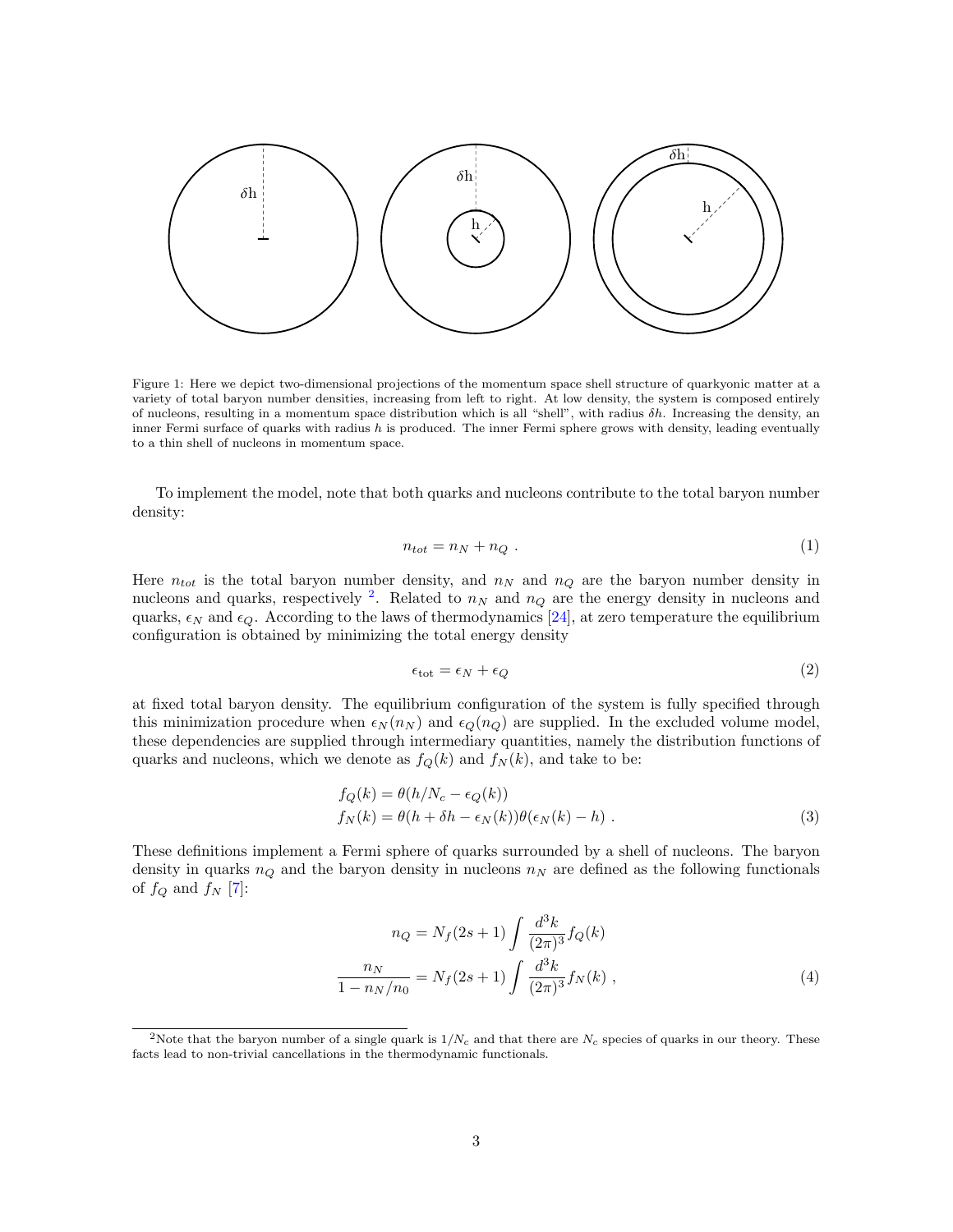Figure 1: Here we depict two-dimensional projections of the momentum space shell structure of quarkyonic matter at a variety of total baryon number densities, increasing from left to right. At low density, the system is composed entirely of nucleons, resulting in a momentum space distribution which is all "shell", with radius $\delta h$. Increasing the density, an inner Fermi surface of quarks with radius $h$ is produced. The inner Fermi sphere grows with density, leading eventually to a thin shell of nucleons in momentum space.

To implement the model, note that both quarks and nucleons contribute to the total baryon number density:

$$n_{tot} = n_N + n_Q \ . \tag{1}$$

Here $n_{tot}$ is the total baryon number density, and $n_N$ and $n_Q$ are the baryon number density in nucleons and quarks, respectively [2]. Related to $n_N$ and $n_Q$ are the energy density in nucleons and quarks, $\epsilon_N$ and $\epsilon_Q$. According to the laws of thermodynamics [24], at zero temperature the equilibrium configuration is obtained by minimizing the total energy density

$$\epsilon_{\text{tot}} = \epsilon_N + \epsilon_Q \tag{2}$$

at fixed total baryon density. The equilibrium configuration of the system is fully specified through this minimization procedure when $\epsilon_N(n_N)$ and $\epsilon_Q(n_Q)$ are supplied. In the excluded volume model, these dependencies are supplied through intermediary quantities, namely the distribution functions of quarks and nucleons, which we denote as $f_Q(k)$ and $f_N(k)$, and take to be:

$$\begin{aligned} f_Q(k) &= \theta(h/N_c - \epsilon_Q(k)) \\ f_N(k) &= \theta(h + \delta h - \epsilon_N(k))\theta(\epsilon_N(k) - h) \ . \end{aligned} \tag{3}$$

These definitions implement a Fermi sphere of quarks surrounded by a shell of nucleons. The baryon density in quarks $n_Q$ and the baryon density in nucleons $n_N$ are defined as the following functionals of $f_Q$ and $f_N$ [7]:

$$\begin{aligned} n_Q &= N_f(2s+1) \int \frac{d^3k}{(2\pi)^3} f_Q(k) \\ \frac{n_N}{1 - n_N/n_0} &= N_f(2s+1) \int \frac{d^3k}{(2\pi)^3} f_N(k) \ , \end{aligned} \tag{4}$$

[2] Note that the baryon number of a single quark is $1/N_c$ and that there are $N_c$ species of quarks in our theory. These facts lead to non-trivial cancellations in the thermodynamic functionals.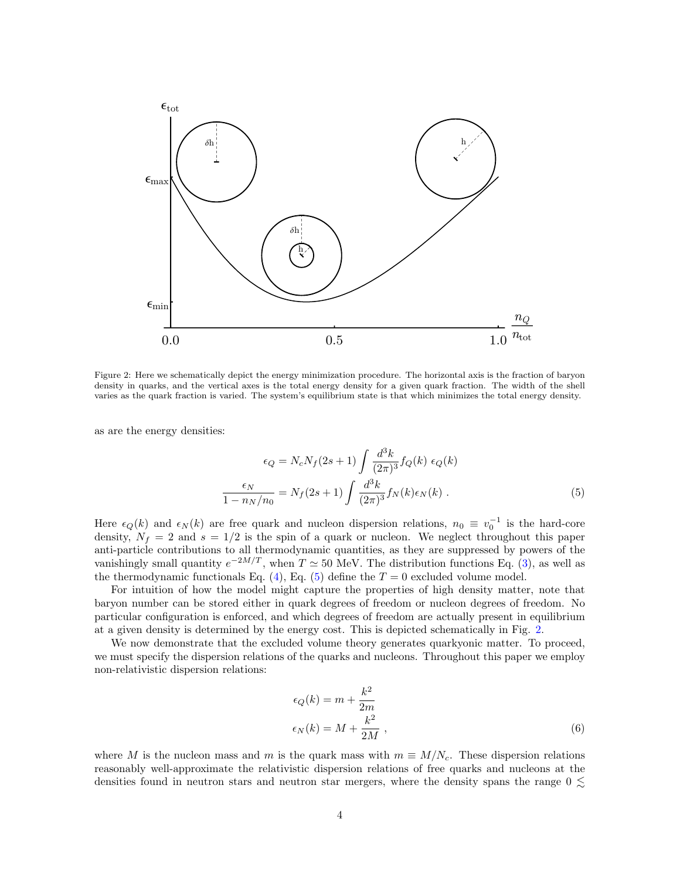Figure 2: Here we schematically depict the energy minimization procedure. The horizontal axis is the fraction of baryon density in quarks, and the vertical axes is the total energy density for a given quark fraction. The width of the shell varies as the quark fraction is varied. The system's equilibrium state is that which minimizes the total energy density.

as are the energy densities:

$$
\begin{aligned}
\epsilon_Q &= N_c N_f (2s+1) \int \frac{d^3k}{(2\pi)^3} f_Q(k)\ \epsilon_Q(k) \\
\frac{\epsilon_N}{1 - n_N/n_0} &= N_f (2s+1) \int \frac{d^3k}{(2\pi)^3} f_N(k) \epsilon_N(k)\ .
\end{aligned}
\tag{5}
$$

Here $\epsilon_Q(k)$ and $\epsilon_N(k)$ are free quark and nucleon dispersion relations, $n_0 \equiv v_0^{-1}$ is the hard-core density, $N_f = 2$ and $s = 1/2$ is the spin of a quark or nucleon. We neglect throughout this paper anti-particle contributions to all thermodynamic quantities, as they are suppressed by powers of the vanishingly small quantity $e^{-2M/T}$, when $T \simeq 50$ MeV. The distribution functions Eq. (3), as well as the thermodynamic functionals Eq. (4), Eq. (5) define the $T = 0$ excluded volume model.

For intuition of how the model might capture the properties of high density matter, note that baryon number can be stored either in quark degrees of freedom or nucleon degrees of freedom. No particular configuration is enforced, and which degrees of freedom are actually present in equilibrium at a given density is determined by the energy cost. This is depicted schematically in Fig. 2.

We now demonstrate that the excluded volume theory generates quarkyonic matter. To proceed, we must specify the dispersion relations of the quarks and nucleons. Throughout this paper we employ non-relativistic dispersion relations:

$$
\begin{aligned}
\epsilon_Q(k) &= m + \frac{k^2}{2m} \\
\epsilon_N(k) &= M + \frac{k^2}{2M}\ ,
\end{aligned}
\tag{6}
$$

where $M$ is the nucleon mass and $m$ is the quark mass with $m \equiv M/N_c$. These dispersion relations reasonably well-approximate the relativistic dispersion relations of free quarks and nucleons at the densities found in neutron stars and neutron star mergers, where the density spans the range $0 \lesssim$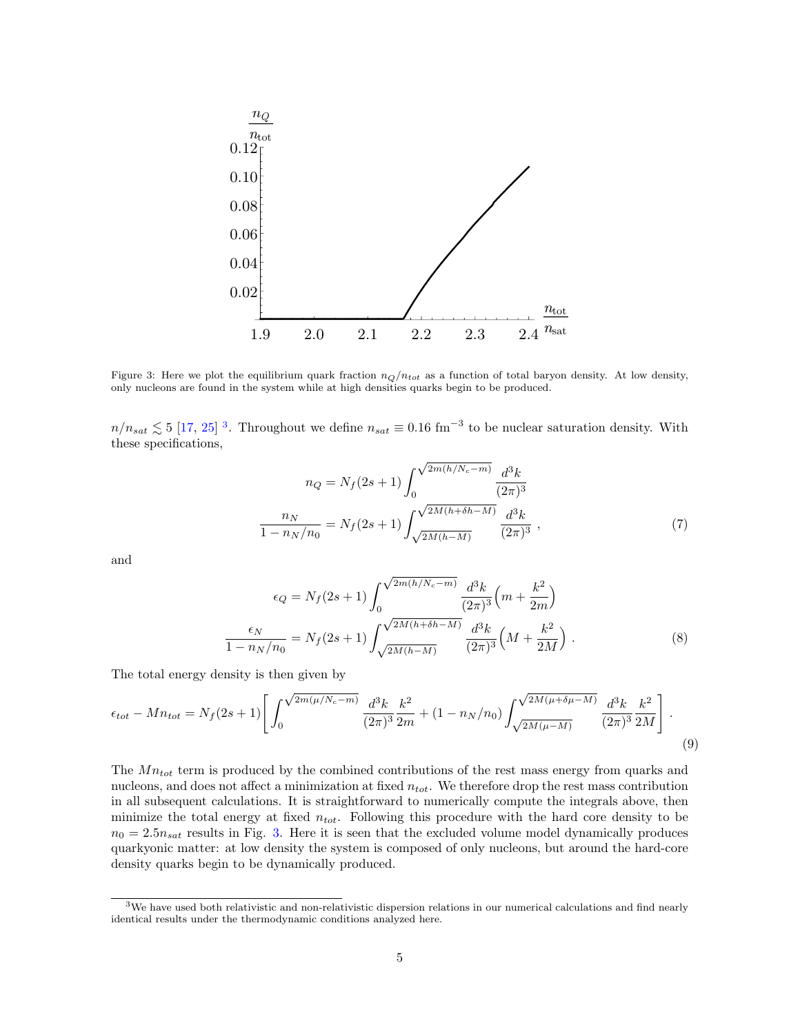Figure 3: Here we plot the equilibrium quark fraction $n_Q/n_{tot}$ as a function of total baryon density. At low density, only nucleons are found in the system while at high densities quarks begin to be produced.

$n/n_{sat} \lesssim 5$ [17, 25] [3]. Throughout we define $n_{sat} \equiv 0.16$ fm$^{-3}$ to be nuclear saturation density. With these specifications,

$$
\begin{aligned}
n_Q &= N_f(2s+1)\int_0^{\sqrt{2m(h/N_c - m)}} \frac{d^3k}{(2\pi)^3} \\
\frac{n_N}{1-n_N/n_0} &= N_f(2s+1)\int_{\sqrt{2M(h-M)}}^{\sqrt{2M(h+\delta h - M)}} \frac{d^3k}{(2\pi)^3}\ ,
\end{aligned}
\tag{7}
$$

and

$$
\begin{aligned}
\epsilon_Q &= N_f(2s+1)\int_0^{\sqrt{2m(h/N_c - m)}} \frac{d^3k}{(2\pi)^3}\Big(m + \frac{k^2}{2m}\Big) \\
\frac{\epsilon_N}{1-n_N/n_0} &= N_f(2s+1)\int_{\sqrt{2M(h-M)}}^{\sqrt{2M(h+\delta h - M)}} \frac{d^3k}{(2\pi)^3}\Big(M + \frac{k^2}{2M}\Big)\ .
\end{aligned}
\tag{8}
$$

The total energy density is then given by

$$
\epsilon_{tot} - Mn_{tot} = N_f(2s+1)\Bigg[\int_0^{\sqrt{2m(\mu/N_c - m)}} \frac{d^3k}{(2\pi)^3}\frac{k^2}{2m} + (1-n_N/n_0)\int_{\sqrt{2M(\mu-M)}}^{\sqrt{2M(\mu+\delta\mu - M)}} \frac{d^3k}{(2\pi)^3}\frac{k^2}{2M}\Bigg]\ .
\tag{9}
$$

The $Mn_{tot}$ term is produced by the combined contributions of the rest mass energy from quarks and nucleons, and does not affect a minimization at fixed $n_{tot}$. We therefore drop the rest mass contribution in all subsequent calculations. It is straightforward to numerically compute the integrals above, then minimize the total energy at fixed $n_{tot}$. Following this procedure with the hard core density to be $n_0 = 2.5n_{sat}$ results in Fig. 3. Here it is seen that the excluded volume model dynamically produces quarkyonic matter: at low density the system is composed of only nucleons, but around the hard-core density quarks begin to be dynamically produced.

[3] We have used both relativistic and non-relativistic dispersion relations in our numerical calculations and find nearly identical results under the thermodynamic conditions analyzed here.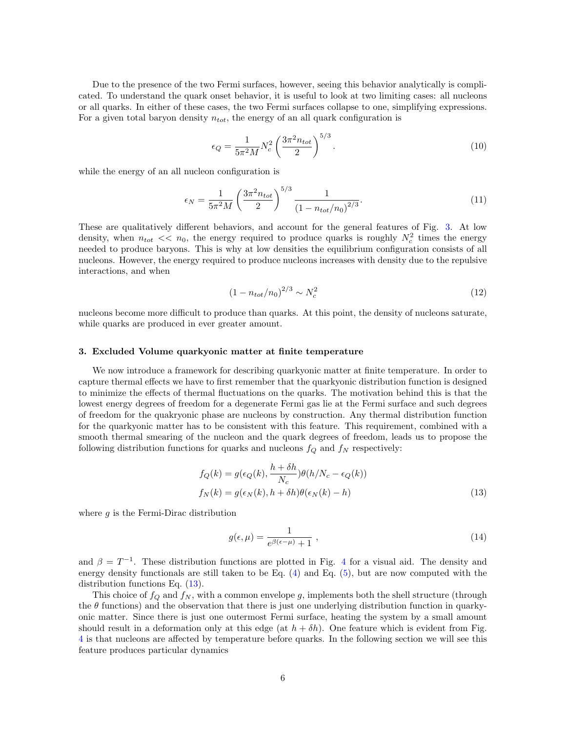Due to the presence of the two Fermi surfaces, however, seeing this behavior analytically is complicated. To understand the quark onset behavior, it is useful to look at two limiting cases: all nucleons or all quarks. In either of these cases, the two Fermi surfaces collapse to one, simplifying expressions. For a given total baryon density $n_{tot}$, the energy of an all quark configuration is

$$\epsilon_Q = \frac{1}{5\pi^2 M} N_c^2 \left(\frac{3\pi^2 n_{tot}}{2}\right)^{5/3}. \tag{10}$$

while the energy of an all nucleon configuration is

$$\epsilon_N = \frac{1}{5\pi^2 M} \left(\frac{3\pi^2 n_{tot}}{2}\right)^{5/3} \frac{1}{(1 - n_{tot}/n_0)^{2/3}}. \tag{11}$$

These are qualitatively different behaviors, and account for the general features of Fig. 3. At low density, when $n_{tot} << n_0$, the energy required to produce quarks is roughly $N_c^2$ times the energy needed to produce baryons. This is why at low densities the equilibrium configuration consists of all nucleons. However, the energy required to produce nucleons increases with density due to the repulsive interactions, and when

$$(1 - n_{tot}/n_0)^{2/3} \sim N_c^2 \tag{12}$$

nucleons become more difficult to produce than quarks. At this point, the density of nucleons saturate, while quarks are produced in ever greater amount.

### 3. Excluded Volume quarkyonic matter at finite temperature

We now introduce a framework for describing quarkyonic matter at finite temperature. In order to capture thermal effects we have to first remember that the quarkyonic distribution function is designed to minimize the effects of thermal fluctuations on the quarks. The motivation behind this is that the lowest energy degrees of freedom for a degenerate Fermi gas lie at the Fermi surface and such degrees of freedom for the quakryonic phase are nucleons by construction. Any thermal distribution function for the quarkyonic matter has to be consistent with this feature. This requirement, combined with a smooth thermal smearing of the nucleon and the quark degrees of freedom, leads us to propose the following distribution functions for quarks and nucleons $f_Q$ and $f_N$ respectively:

$$\begin{aligned} f_Q(k) &= g(\epsilon_Q(k), \frac{h + \delta h}{N_c})\theta(h/N_c - \epsilon_Q(k)) \\ f_N(k) &= g(\epsilon_N(k), h + \delta h)\theta(\epsilon_N(k) - h) \end{aligned} \tag{13}$$

where $g$ is the Fermi-Dirac distribution

$$g(\epsilon, \mu) = \frac{1}{e^{\beta(\epsilon - \mu)} + 1} \ , \tag{14}$$

and $\beta = T^{-1}$. These distribution functions are plotted in Fig. 4 for a visual aid. The density and energy density functionals are still taken to be Eq. (4) and Eq. (5), but are now computed with the distribution functions Eq. (13).

This choice of $f_Q$ and $f_N$, with a common envelope $g$, implements both the shell structure (through the $\theta$ functions) and the observation that there is just one underlying distribution function in quarkyonic matter. Since there is just one outermost Fermi surface, heating the system by a small amount should result in a deformation only at this edge (at $h + \delta h$). One feature which is evident from Fig. 4 is that nucleons are affected by temperature before quarks. In the following section we will see this feature produces particular dynamics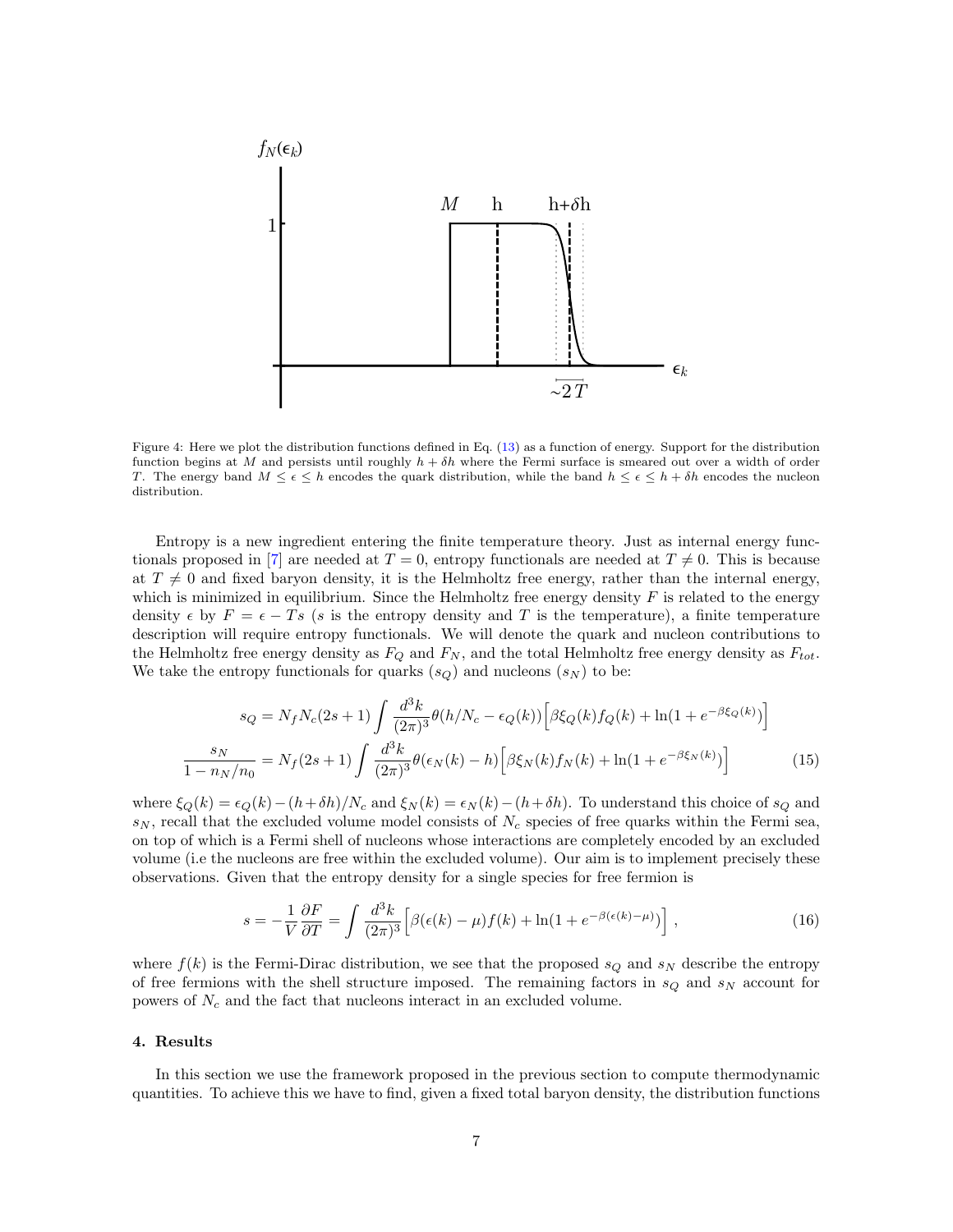Figure 4: Here we plot the distribution functions defined in Eq. (13) as a function of energy. Support for the distribution function begins at $M$ and persists until roughly $h + \delta h$ where the Fermi surface is smeared out over a width of order $T$. The energy band $M \le \epsilon \le h$ encodes the quark distribution, while the band $h \le \epsilon \le h + \delta h$ encodes the nucleon distribution.

Entropy is a new ingredient entering the finite temperature theory. Just as internal energy functionals proposed in [7] are needed at $T = 0$, entropy functionals are needed at $T \neq 0$. This is because at $T \neq 0$ and fixed baryon density, it is the Helmholtz free energy, rather than the internal energy, which is minimized in equilibrium. Since the Helmholtz free energy density $F$ is related to the energy density $\epsilon$ by $F = \epsilon - Ts$ ($s$ is the entropy density and $T$ is the temperature), a finite temperature description will require entropy functionals. We will denote the quark and nucleon contributions to the Helmholtz free energy density as $F_Q$ and $F_N$, and the total Helmholtz free energy density as $F_{tot}$. We take the entropy functionals for quarks ($s_Q$) and nucleons ($s_N$) to be:

$$
\begin{aligned}
s_Q &= N_f N_c (2s+1) \int \frac{d^3k}{(2\pi)^3} \theta(h/N_c - \epsilon_Q(k)) \Big[ \beta \xi_Q(k) f_Q(k) + \ln(1 + e^{-\beta \xi_Q(k)}) \Big] \\
\frac{s_N}{1 - n_N/n_0} &= N_f (2s+1) \int \frac{d^3k}{(2\pi)^3} \theta(\epsilon_N(k) - h) \Big[ \beta \xi_N(k) f_N(k) + \ln(1 + e^{-\beta \xi_N(k)}) \Big]
\end{aligned}
\tag{15}
$$

where $\xi_Q(k) = \epsilon_Q(k) - (h + \delta h)/N_c$ and $\xi_N(k) = \epsilon_N(k) - (h + \delta h)$. To understand this choice of $s_Q$ and $s_N$, recall that the excluded volume model consists of $N_c$ species of free quarks within the Fermi sea, on top of which is a Fermi shell of nucleons whose interactions are completely encoded by an excluded volume (i.e the nucleons are free within the excluded volume). Our aim is to implement precisely these observations. Given that the entropy density for a single species for free fermion is

$$
s = -\frac{1}{V}\frac{\partial F}{\partial T} = \int \frac{d^3k}{(2\pi)^3} \Big[ \beta(\epsilon(k) - \mu) f(k) + \ln(1 + e^{-\beta(\epsilon(k) - \mu)}) \Big] \,, \tag{16}
$$

where $f(k)$ is the Fermi-Dirac distribution, we see that the proposed $s_Q$ and $s_N$ describe the entropy of free fermions with the shell structure imposed. The remaining factors in $s_Q$ and $s_N$ account for powers of $N_c$ and the fact that nucleons interact in an excluded volume.

## 4. Results

In this section we use the framework proposed in the previous section to compute thermodynamic quantities. To achieve this we have to find, given a fixed total baryon density, the distribution functions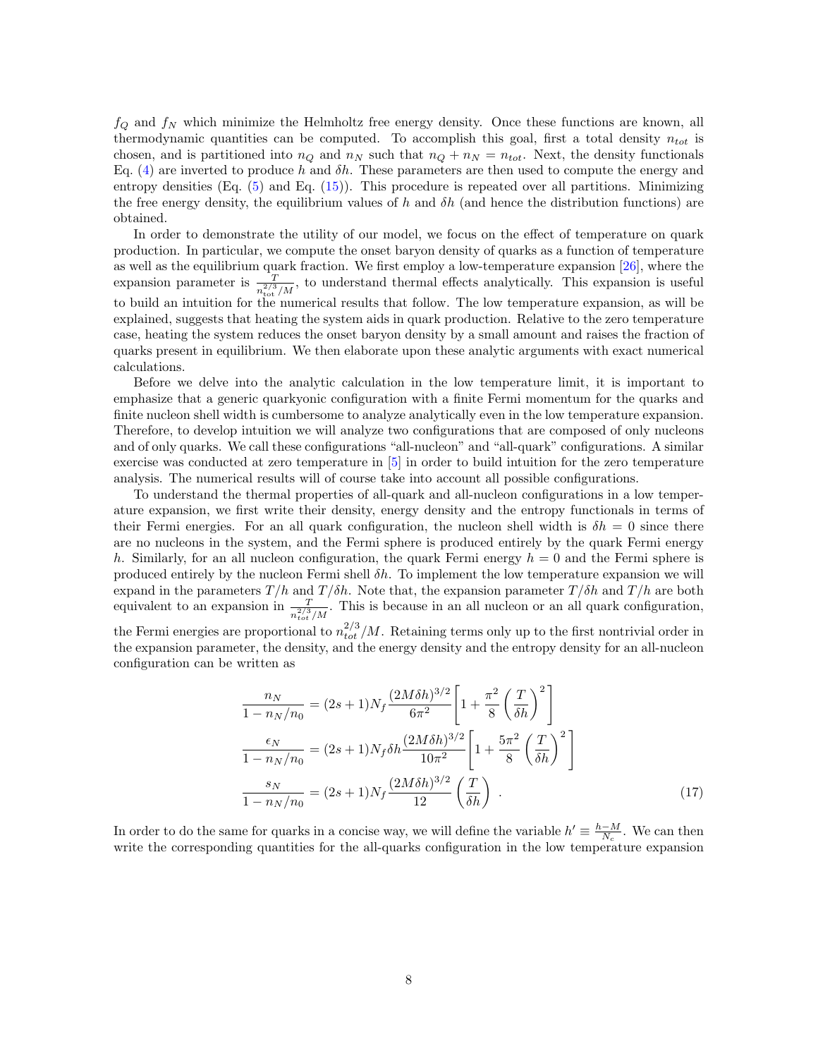$f_Q$ and $f_N$ which minimize the Helmholtz free energy density. Once these functions are known, all thermodynamic quantities can be computed. To accomplish this goal, first a total density $n_{tot}$ is chosen, and is partitioned into $n_Q$ and $n_N$ such that $n_Q + n_N = n_{tot}$. Next, the density functionals Eq. (4) are inverted to produce $h$ and $\delta h$. These parameters are then used to compute the energy and entropy densities (Eq. (5) and Eq. (15)). This procedure is repeated over all partitions. Minimizing the free energy density, the equilibrium values of $h$ and $\delta h$ (and hence the distribution functions) are obtained.

In order to demonstrate the utility of our model, we focus on the effect of temperature on quark production. In particular, we compute the onset baryon density of quarks as a function of temperature as well as the equilibrium quark fraction. We first employ a low-temperature expansion [26], where the expansion parameter is $\frac{T}{n_{\rm tot}^{2/3}/M}$, to understand thermal effects analytically. This expansion is useful to build an intuition for the numerical results that follow. The low temperature expansion, as will be explained, suggests that heating the system aids in quark production. Relative to the zero temperature case, heating the system reduces the onset baryon density by a small amount and raises the fraction of quarks present in equilibrium. We then elaborate upon these analytic arguments with exact numerical calculations.

Before we delve into the analytic calculation in the low temperature limit, it is important to emphasize that a generic quarkyonic configuration with a finite Fermi momentum for the quarks and finite nucleon shell width is cumbersome to analyze analytically even in the low temperature expansion. Therefore, to develop intuition we will analyze two configurations that are composed of only nucleons and of only quarks. We call these configurations "all-nucleon" and "all-quark" configurations. A similar exercise was conducted at zero temperature in [5] in order to build intuition for the zero temperature analysis. The numerical results will of course take into account all possible configurations.

To understand the thermal properties of all-quark and all-nucleon configurations in a low temperature expansion, we first write their density, energy density and the entropy functionals in terms of their Fermi energies. For an all quark configuration, the nucleon shell width is $\delta h = 0$ since there are no nucleons in the system, and the Fermi sphere is produced entirely by the quark Fermi energy $h$. Similarly, for an all nucleon configuration, the quark Fermi energy $h = 0$ and the Fermi sphere is produced entirely by the nucleon Fermi shell $\delta h$. To implement the low temperature expansion we will expand in the parameters $T/h$ and $T/\delta h$. Note that, the expansion parameter $T/\delta h$ and $T/h$ are both equivalent to an expansion in $\frac{T}{n_{tot}^{2/3}/M}$. This is because in an all nucleon or an all quark configuration, the Fermi energies are proportional to $n_{tot}^{2/3}/M$. Retaining terms only up to the first nontrivial order in the expansion parameter, the density, and the energy density and the entropy density for an all-nucleon configuration can be written as

$$
\begin{aligned}
\frac{n_N}{1 - n_N/n_0} &= (2s+1)N_f \frac{(2M\delta h)^{3/2}}{6\pi^2}\left[1 + \frac{\pi^2}{8}\left(\frac{T}{\delta h}\right)^2\right] \\
\frac{\epsilon_N}{1 - n_N/n_0} &= (2s+1)N_f \delta h \frac{(2M\delta h)^{3/2}}{10\pi^2}\left[1 + \frac{5\pi^2}{8}\left(\frac{T}{\delta h}\right)^2\right] \\
\frac{s_N}{1 - n_N/n_0} &= (2s+1)N_f \frac{(2M\delta h)^{3/2}}{12}\left(\frac{T}{\delta h}\right) \ .
\end{aligned}
\tag{17}
$$

In order to do the same for quarks in a concise way, we will define the variable $h' \equiv \frac{h-M}{N_c}$. We can then write the corresponding quantities for the all-quarks configuration in the low temperature expansion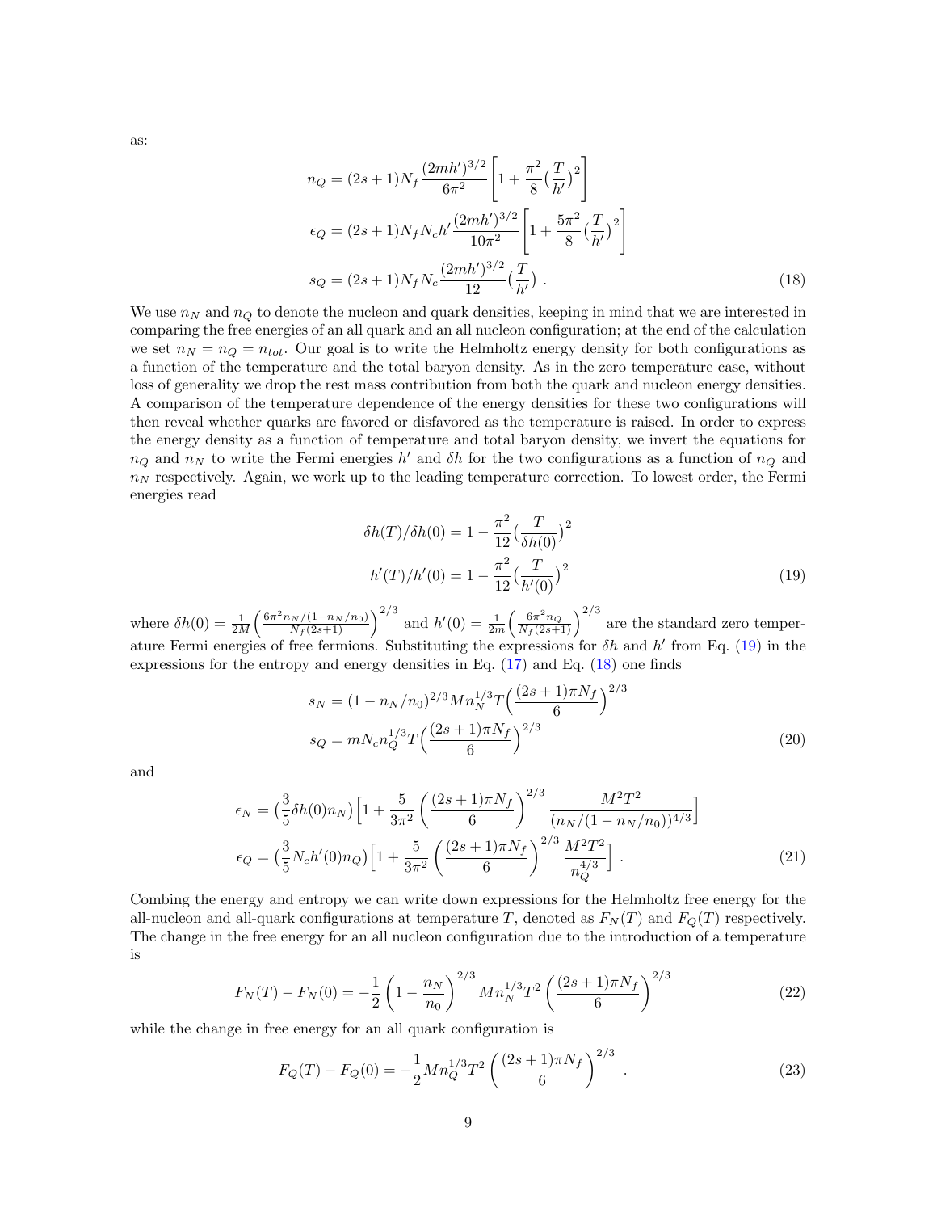as:

$$
\begin{aligned}
n_Q &= (2s+1)N_f \frac{(2mh')^{3/2}}{6\pi^2}\left[1+\frac{\pi^2}{8}\big(\frac{T}{h'}\big)^2\right] \\
\epsilon_Q &= (2s+1)N_f N_c h' \frac{(2mh')^{3/2}}{10\pi^2}\left[1+\frac{5\pi^2}{8}\big(\frac{T}{h'}\big)^2\right] \\
s_Q &= (2s+1)N_f N_c \frac{(2mh')^{3/2}}{12}\big(\frac{T}{h'}\big) \ .
\end{aligned}
\tag{18}
$$

We use $n_N$ and $n_Q$ to denote the nucleon and quark densities, keeping in mind that we are interested in comparing the free energies of an all quark and an all nucleon configuration; at the end of the calculation we set $n_N = n_Q = n_{tot}$. Our goal is to write the Helmholtz energy density for both configurations as a function of the temperature and the total baryon density. As in the zero temperature case, without loss of generality we drop the rest mass contribution from both the quark and nucleon energy densities. A comparison of the temperature dependence of the energy densities for these two configurations will then reveal whether quarks are favored or disfavored as the temperature is raised. In order to express the energy density as a function of temperature and total baryon density, we invert the equations for $n_Q$ and $n_N$ to write the Fermi energies $h'$ and $\delta h$ for the two configurations as a function of $n_Q$ and $n_N$ respectively. Again, we work up to the leading temperature correction. To lowest order, the Fermi energies read

$$
\begin{aligned}
\delta h(T)/\delta h(0) &= 1-\frac{\pi^2}{12}\big(\frac{T}{\delta h(0)}\big)^2 \\
h'(T)/h'(0) &= 1-\frac{\pi^2}{12}\big(\frac{T}{h'(0)}\big)^2
\end{aligned}
\tag{19}
$$

where $\delta h(0) = \frac{1}{2M}\Big(\frac{6\pi^2 n_N/(1-n_N/n_0)}{N_f(2s+1)}\Big)^{2/3}$ and $h'(0) = \frac{1}{2m}\Big(\frac{6\pi^2 n_Q}{N_f(2s+1)}\Big)^{2/3}$ are the standard zero temperature Fermi energies of free fermions. Substituting the expressions for $\delta h$ and $h'$ from Eq. (19) in the expressions for the entropy and energy densities in Eq. (17) and Eq. (18) one finds

$$
\begin{aligned}
s_N &= (1-n_N/n_0)^{2/3} M n_N^{1/3} T\Big(\frac{(2s+1)\pi N_f}{6}\Big)^{2/3} \\
s_Q &= m N_c n_Q^{1/3} T\Big(\frac{(2s+1)\pi N_f}{6}\Big)^{2/3}
\end{aligned}
\tag{20}
$$

and

$$
\begin{aligned}
\epsilon_N &= \big(\frac{3}{5}\delta h(0) n_N\big)\Big[1+\frac{5}{3\pi^2}\left(\frac{(2s+1)\pi N_f}{6}\right)^{2/3}\frac{M^2T^2}{(n_N/(1-n_N/n_0))^{4/3}}\Big] \\
\epsilon_Q &= \big(\frac{3}{5}N_c h'(0) n_Q\big)\Big[1+\frac{5}{3\pi^2}\left(\frac{(2s+1)\pi N_f}{6}\right)^{2/3}\frac{M^2T^2}{n_Q^{4/3}}\Big] \ .
\end{aligned}
\tag{21}
$$

Combing the energy and entropy we can write down expressions for the Helmholtz free energy for the all-nucleon and all-quark configurations at temperature $T$, denoted as $F_N(T)$ and $F_Q(T)$ respectively. The change in the free energy for an all nucleon configuration due to the introduction of a temperature is

$$
F_N(T) - F_N(0) = -\frac{1}{2}\left(1-\frac{n_N}{n_0}\right)^{2/3} M n_N^{1/3} T^2 \left(\frac{(2s+1)\pi N_f}{6}\right)^{2/3}
\tag{22}
$$

while the change in free energy for an all quark configuration is

$$
F_Q(T) - F_Q(0) = -\frac{1}{2} M n_Q^{1/3} T^2 \left(\frac{(2s+1)\pi N_f}{6}\right)^{2/3} \ .
\tag{23}
$$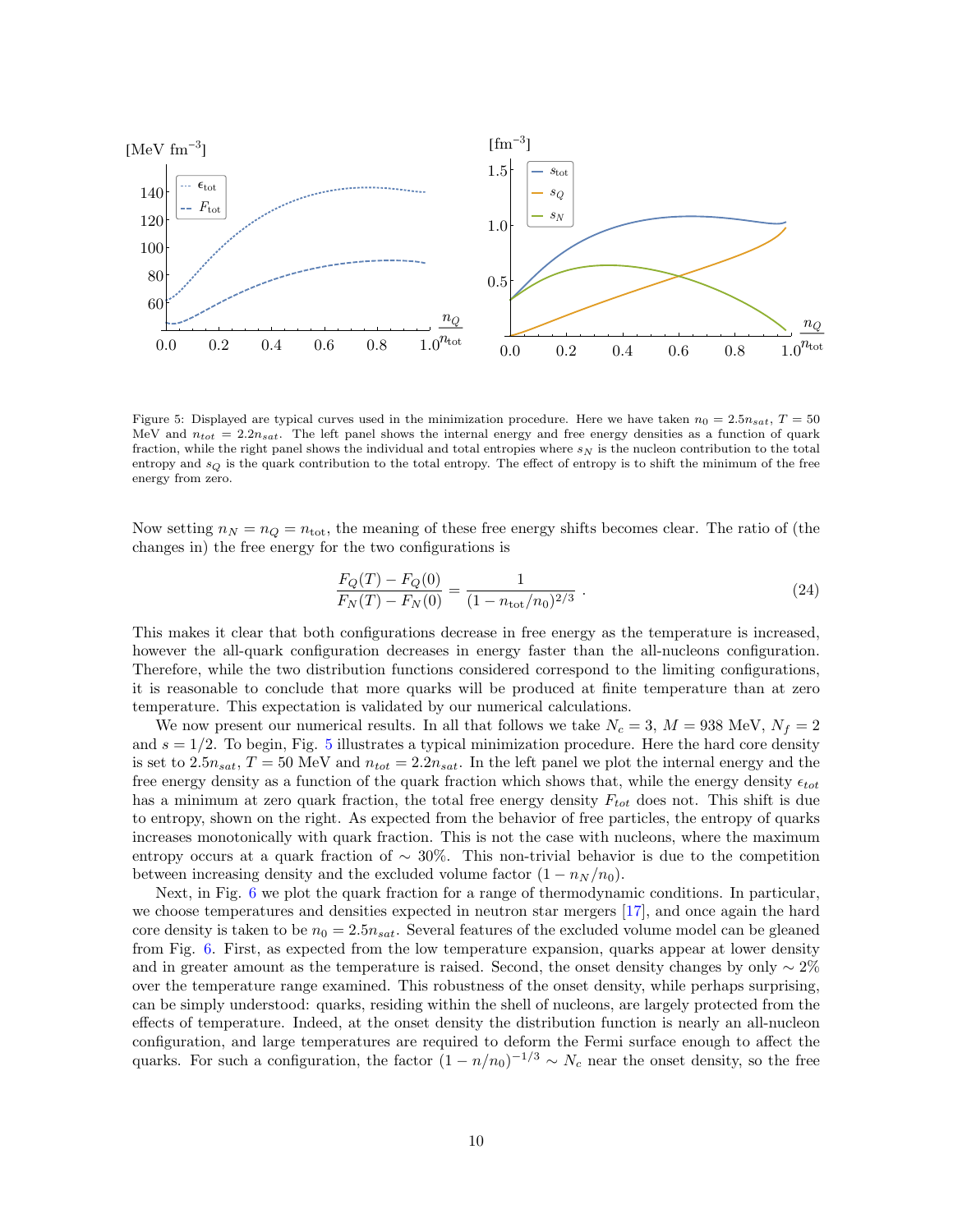Figure 5: Displayed are typical curves used in the minimization procedure. Here we have taken $n_0 = 2.5n_{sat}$, $T = 50$ MeV and $n_{tot} = 2.2n_{sat}$. The left panel shows the internal energy and free energy densities as a function of quark fraction, while the right panel shows the individual and total entropies where $s_N$ is the nucleon contribution to the total entropy and $s_Q$ is the quark contribution to the total entropy. The effect of entropy is to shift the minimum of the free energy from zero.

Now setting $n_N = n_Q = n_{\rm tot}$, the meaning of these free energy shifts becomes clear. The ratio of (the changes in) the free energy for the two configurations is

$$\frac{F_Q(T) - F_Q(0)}{F_N(T) - F_N(0)} = \frac{1}{(1 - n_{\rm tot}/n_0)^{2/3}} \, . \tag{24}$$

This makes it clear that both configurations decrease in free energy as the temperature is increased, however the all-quark configuration decreases in energy faster than the all-nucleons configuration. Therefore, while the two distribution functions considered correspond to the limiting configurations, it is reasonable to conclude that more quarks will be produced at finite temperature than at zero temperature. This expectation is validated by our numerical calculations.

We now present our numerical results. In all that follows we take $N_c = 3$, $M = 938$ MeV, $N_f = 2$ and $s = 1/2$. To begin, Fig. 5 illustrates a typical minimization procedure. Here the hard core density is set to $2.5n_{sat}$, $T = 50$ MeV and $n_{tot} = 2.2n_{sat}$. In the left panel we plot the internal energy and the free energy density as a function of the quark fraction which shows that, while the energy density $\epsilon_{tot}$ has a minimum at zero quark fraction, the total free energy density $F_{tot}$ does not. This shift is due to entropy, shown on the right. As expected from the behavior of free particles, the entropy of quarks increases monotonically with quark fraction. This is not the case with nucleons, where the maximum entropy occurs at a quark fraction of $\sim 30\%$. This non-trivial behavior is due to the competition between increasing density and the excluded volume factor $(1 - n_N/n_0)$.

Next, in Fig. 6 we plot the quark fraction for a range of thermodynamic conditions. In particular, we choose temperatures and densities expected in neutron star mergers [17], and once again the hard core density is taken to be $n_0 = 2.5n_{sat}$. Several features of the excluded volume model can be gleaned from Fig. 6. First, as expected from the low temperature expansion, quarks appear at lower density and in greater amount as the temperature is raised. Second, the onset density changes by only $\sim 2\%$ over the temperature range examined. This robustness of the onset density, while perhaps surprising, can be simply understood: quarks, residing within the shell of nucleons, are largely protected from the effects of temperature. Indeed, at the onset density the distribution function is nearly an all-nucleon configuration, and large temperatures are required to deform the Fermi surface enough to affect the quarks. For such a configuration, the factor $(1 - n/n_0)^{-1/3} \sim N_c$ near the onset density, so the free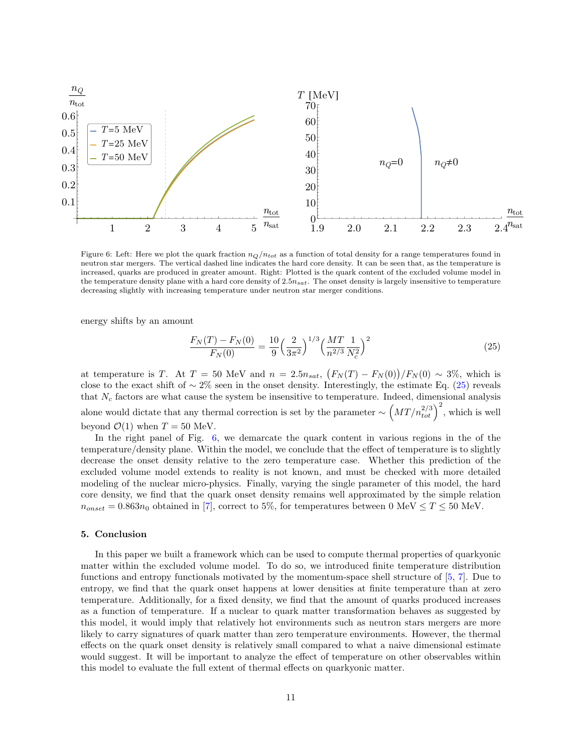Figure 6: Left: Here we plot the quark fraction $n_Q/n_{tot}$ as a function of total density for a range temperatures found in neutron star mergers. The vertical dashed line indicates the hard core density. It can be seen that, as the temperature is increased, quarks are produced in greater amount. Right: Plotted is the quark content of the excluded volume model in the temperature density plane with a hard core density of $2.5n_{sat}$. The onset density is largely insensitive to temperature decreasing slightly with increasing temperature under neutron star merger conditions.

energy shifts by an amount

$$\frac{F_N(T) - F_N(0)}{F_N(0)} = \frac{10}{9}\Big(\frac{2}{3\pi^2}\Big)^{1/3}\Big(\frac{MT}{n^{2/3}}\frac{1}{N_c^2}\Big)^2 \tag{25}$$

at temperature is $T$. At $T = 50$ MeV and $n = 2.5n_{sat}$, $\big(F_N(T) - F_N(0)\big)/F_N(0) \sim 3\%$, which is close to the exact shift of $\sim 2\%$ seen in the onset density. Interestingly, the estimate Eq. (25) reveals that $N_c$ factors are what cause the system be insensitive to temperature. Indeed, dimensional analysis alone would dictate that any thermal correction is set by the parameter $\sim \Big(MT/n_{tot}^{2/3}\Big)^2$, which is well beyond $\mathcal{O}(1)$ when $T = 50$ MeV.

In the right panel of Fig. 6, we demarcate the quark content in various regions in the of the temperature/density plane. Within the model, we conclude that the effect of temperature is to slightly decrease the onset density relative to the zero temperature case. Whether this prediction of the excluded volume model extends to reality is not known, and must be checked with more detailed modeling of the nuclear micro-physics. Finally, varying the single parameter of this model, the hard core density, we find that the quark onset density remains well approximated by the simple relation $n_{onset} = 0.863n_0$ obtained in [7], correct to 5%, for temperatures between 0 MeV $\leq T \leq$ 50 MeV.

## 5. Conclusion

In this paper we built a framework which can be used to compute thermal properties of quarkyonic matter within the excluded volume model. To do so, we introduced finite temperature distribution functions and entropy functionals motivated by the momentum-space shell structure of [5, 7]. Due to entropy, we find that the quark onset happens at lower densities at finite temperature than at zero temperature. Additionally, for a fixed density, we find that the amount of quarks produced increases as a function of temperature. If a nuclear to quark matter transformation behaves as suggested by this model, it would imply that relatively hot environments such as neutron stars mergers are more likely to carry signatures of quark matter than zero temperature environments. However, the thermal effects on the quark onset density is relatively small compared to what a naive dimensional estimate would suggest. It will be important to analyze the effect of temperature on other observables within this model to evaluate the full extent of thermal effects on quarkyonic matter.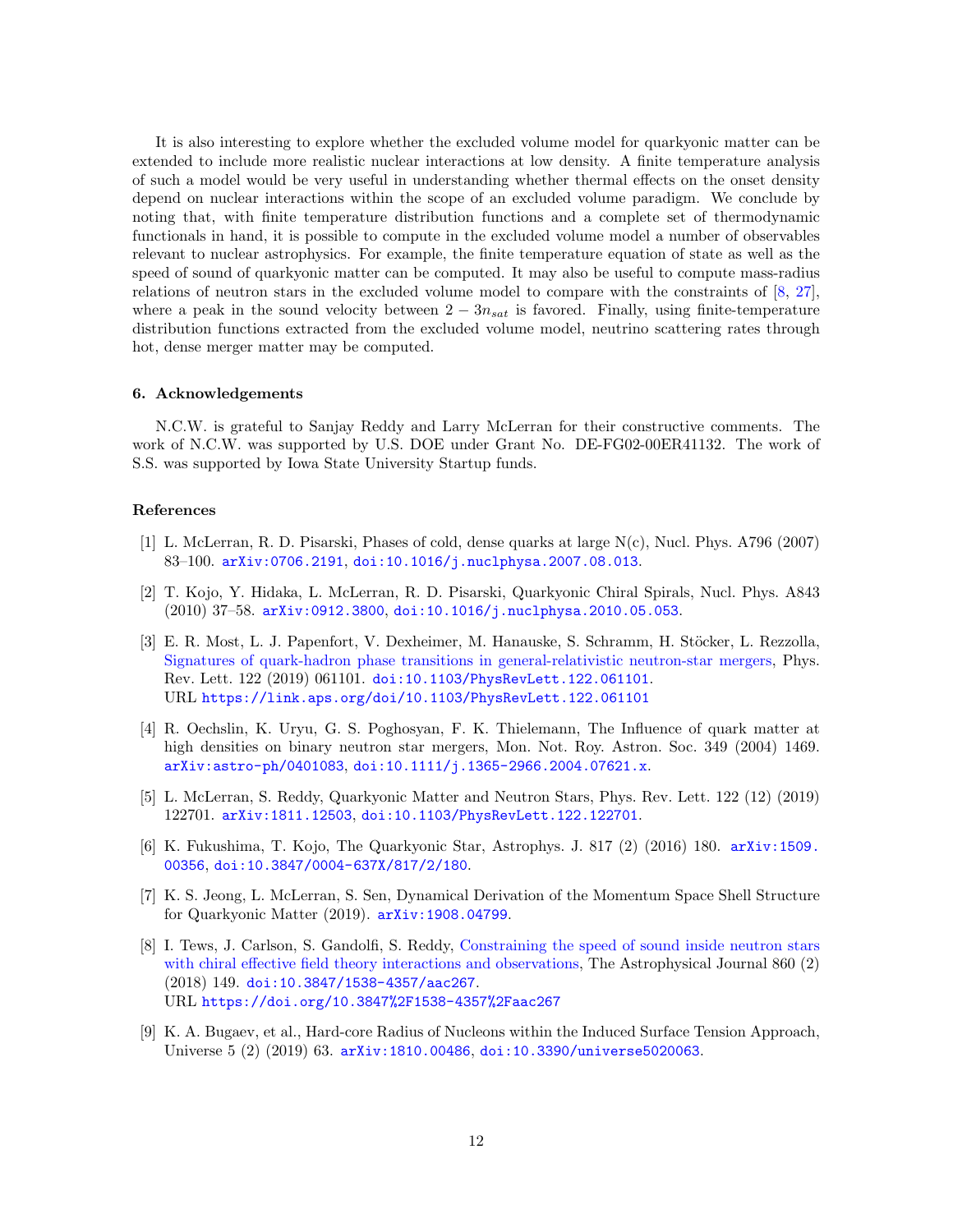It is also interesting to explore whether the excluded volume model for quarkyonic matter can be extended to include more realistic nuclear interactions at low density. A finite temperature analysis of such a model would be very useful in understanding whether thermal effects on the onset density depend on nuclear interactions within the scope of an excluded volume paradigm. We conclude by noting that, with finite temperature distribution functions and a complete set of thermodynamic functionals in hand, it is possible to compute in the excluded volume model a number of observables relevant to nuclear astrophysics. For example, the finite temperature equation of state as well as the speed of sound of quarkyonic matter can be computed. It may also be useful to compute mass-radius relations of neutron stars in the excluded volume model to compare with the constraints of [8, 27], where a peak in the sound velocity between $2 - 3n_{sat}$ is favored. Finally, using finite-temperature distribution functions extracted from the excluded volume model, neutrino scattering rates through hot, dense merger matter may be computed.

### 6. Acknowledgements

N.C.W. is grateful to Sanjay Reddy and Larry McLerran for their constructive comments. The work of N.C.W. was supported by U.S. DOE under Grant No. DE-FG02-00ER41132. The work of S.S. was supported by Iowa State University Startup funds.

### References

[1] L. McLerran, R. D. Pisarski, Phases of cold, dense quarks at large N(c), Nucl. Phys. A796 (2007) 83–100. arXiv:0706.2191, doi:10.1016/j.nuclphysa.2007.08.013.

[2] T. Kojo, Y. Hidaka, L. McLerran, R. D. Pisarski, Quarkyonic Chiral Spirals, Nucl. Phys. A843 (2010) 37–58. arXiv:0912.3800, doi:10.1016/j.nuclphysa.2010.05.053.

[3] E. R. Most, L. J. Papenfort, V. Dexheimer, M. Hanauske, S. Schramm, H. Stöcker, L. Rezzolla, Signatures of quark-hadron phase transitions in general-relativistic neutron-star mergers, Phys. Rev. Lett. 122 (2019) 061101. doi:10.1103/PhysRevLett.122.061101.
URL https://link.aps.org/doi/10.1103/PhysRevLett.122.061101

[4] R. Oechslin, K. Uryu, G. S. Poghosyan, F. K. Thielemann, The Influence of quark matter at high densities on binary neutron star mergers, Mon. Not. Roy. Astron. Soc. 349 (2004) 1469. arXiv:astro-ph/0401083, doi:10.1111/j.1365-2966.2004.07621.x.

[5] L. McLerran, S. Reddy, Quarkyonic Matter and Neutron Stars, Phys. Rev. Lett. 122 (12) (2019) 122701. arXiv:1811.12503, doi:10.1103/PhysRevLett.122.122701.

[6] K. Fukushima, T. Kojo, The Quarkyonic Star, Astrophys. J. 817 (2) (2016) 180. arXiv:1509.00356, doi:10.3847/0004-637X/817/2/180.

[7] K. S. Jeong, L. McLerran, S. Sen, Dynamical Derivation of the Momentum Space Shell Structure for Quarkyonic Matter (2019). arXiv:1908.04799.

[8] I. Tews, J. Carlson, S. Gandolfi, S. Reddy, Constraining the speed of sound inside neutron stars with chiral effective field theory interactions and observations, The Astrophysical Journal 860 (2) (2018) 149. doi:10.3847/1538-4357/aac267.
URL https://doi.org/10.3847%2F1538-4357%2Faac267

[9] K. A. Bugaev, et al., Hard-core Radius of Nucleons within the Induced Surface Tension Approach, Universe 5 (2) (2019) 63. arXiv:1810.00486, doi:10.3390/universe5020063.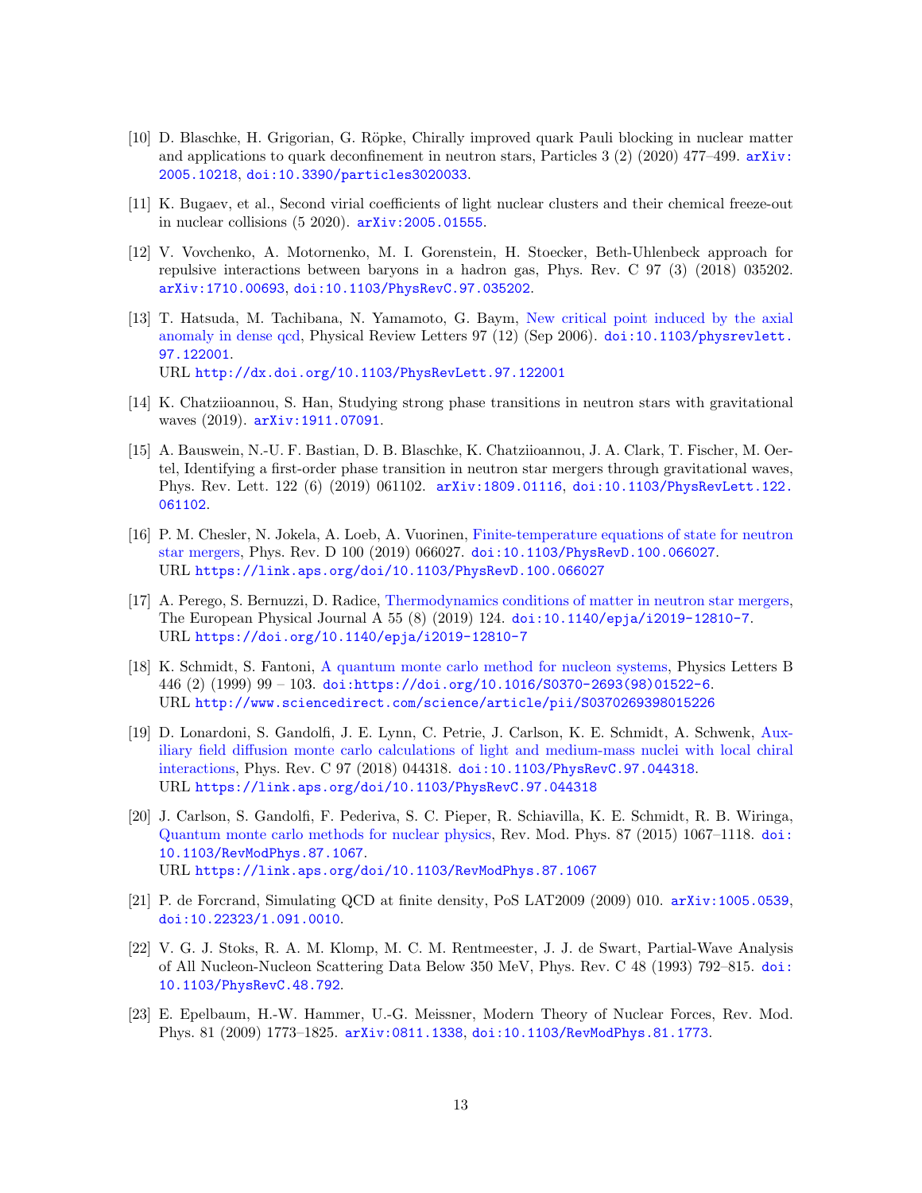[10] D. Blaschke, H. Grigorian, G. Röpke, Chirally improved quark Pauli blocking in nuclear matter and applications to quark deconfinement in neutron stars, Particles 3 (2) (2020) 477–499. arXiv:2005.10218, doi:10.3390/particles3020033.

[11] K. Bugaev, et al., Second virial coefficients of light nuclear clusters and their chemical freeze-out in nuclear collisions (5 2020). arXiv:2005.01555.

[12] V. Vovchenko, A. Motornenko, M. I. Gorenstein, H. Stoecker, Beth-Uhlenbeck approach for repulsive interactions between baryons in a hadron gas, Phys. Rev. C 97 (3) (2018) 035202. arXiv:1710.00693, doi:10.1103/PhysRevC.97.035202.

[13] T. Hatsuda, M. Tachibana, N. Yamamoto, G. Baym, New critical point induced by the axial anomaly in dense qcd, Physical Review Letters 97 (12) (Sep 2006). doi:10.1103/physrevlett.97.122001.
URL http://dx.doi.org/10.1103/PhysRevLett.97.122001

[14] K. Chatziioannou, S. Han, Studying strong phase transitions in neutron stars with gravitational waves (2019). arXiv:1911.07091.

[15] A. Bauswein, N.-U. F. Bastian, D. B. Blaschke, K. Chatziioannou, J. A. Clark, T. Fischer, M. Oertel, Identifying a first-order phase transition in neutron star mergers through gravitational waves, Phys. Rev. Lett. 122 (6) (2019) 061102. arXiv:1809.01116, doi:10.1103/PhysRevLett.122.061102.

[16] P. M. Chesler, N. Jokela, A. Loeb, A. Vuorinen, Finite-temperature equations of state for neutron star mergers, Phys. Rev. D 100 (2019) 066027. doi:10.1103/PhysRevD.100.066027.
URL https://link.aps.org/doi/10.1103/PhysRevD.100.066027

[17] A. Perego, S. Bernuzzi, D. Radice, Thermodynamics conditions of matter in neutron star mergers, The European Physical Journal A 55 (8) (2019) 124. doi:10.1140/epja/i2019-12810-7.
URL https://doi.org/10.1140/epja/i2019-12810-7

[18] K. Schmidt, S. Fantoni, A quantum monte carlo method for nucleon systems, Physics Letters B 446 (2) (1999) 99 – 103. doi:https://doi.org/10.1016/S0370-2693(98)01522-6.
URL http://www.sciencedirect.com/science/article/pii/S0370269398015226

[19] D. Lonardoni, S. Gandolfi, J. E. Lynn, C. Petrie, J. Carlson, K. E. Schmidt, A. Schwenk, Auxiliary field diffusion monte carlo calculations of light and medium-mass nuclei with local chiral interactions, Phys. Rev. C 97 (2018) 044318. doi:10.1103/PhysRevC.97.044318.
URL https://link.aps.org/doi/10.1103/PhysRevC.97.044318

[20] J. Carlson, S. Gandolfi, F. Pederiva, S. C. Pieper, R. Schiavilla, K. E. Schmidt, R. B. Wiringa, Quantum monte carlo methods for nuclear physics, Rev. Mod. Phys. 87 (2015) 1067–1118. doi:10.1103/RevModPhys.87.1067.
URL https://link.aps.org/doi/10.1103/RevModPhys.87.1067

[21] P. de Forcrand, Simulating QCD at finite density, PoS LAT2009 (2009) 010. arXiv:1005.0539, doi:10.22323/1.091.0010.

[22] V. G. J. Stoks, R. A. M. Klomp, M. C. M. Rentmeester, J. J. de Swart, Partial-Wave Analysis of All Nucleon-Nucleon Scattering Data Below 350 MeV, Phys. Rev. C 48 (1993) 792–815. doi:10.1103/PhysRevC.48.792.

[23] E. Epelbaum, H.-W. Hammer, U.-G. Meissner, Modern Theory of Nuclear Forces, Rev. Mod. Phys. 81 (2009) 1773–1825. arXiv:0811.1338, doi:10.1103/RevModPhys.81.1773.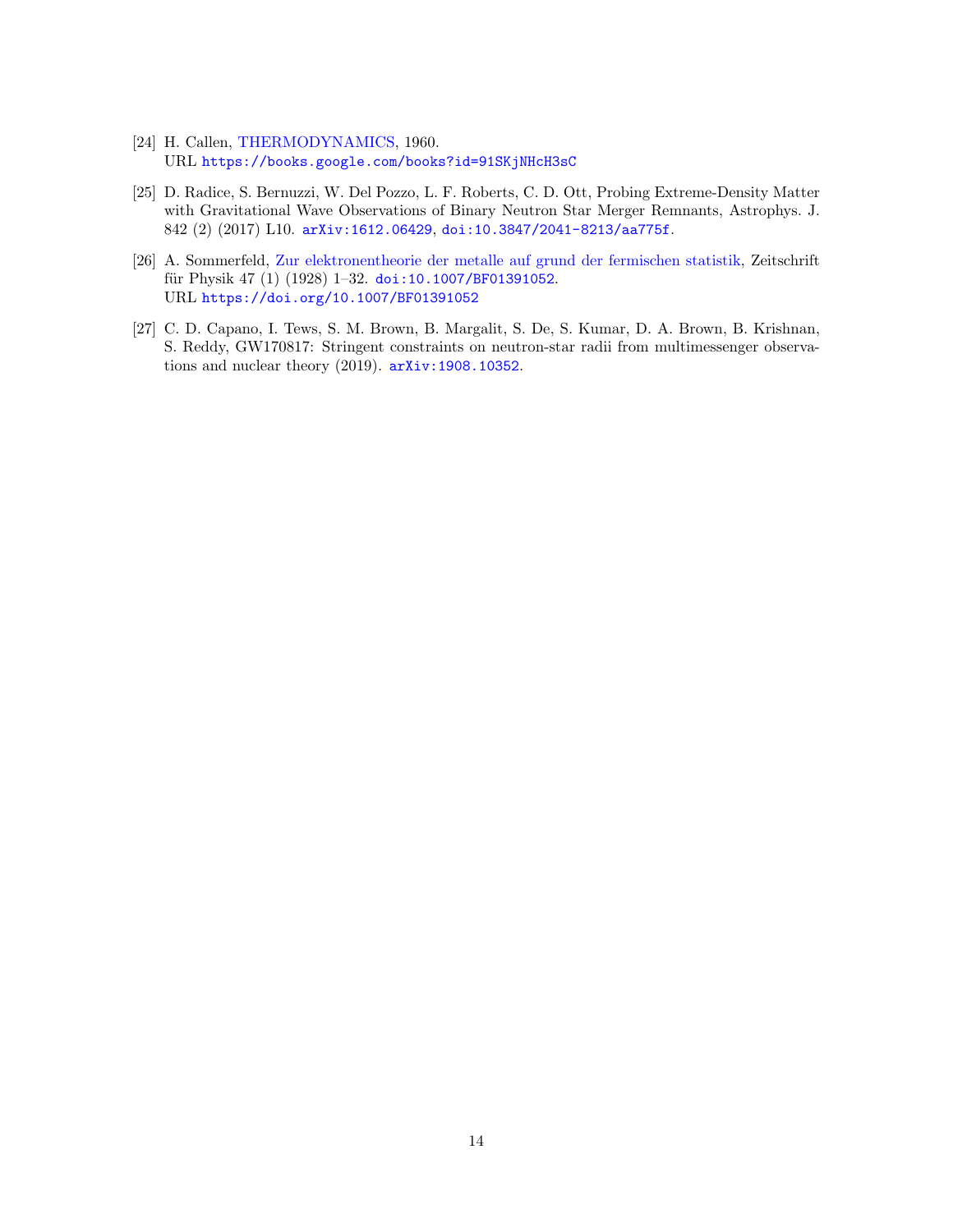[24] H. Callen, THERMODYNAMICS, 1960.
URL https://books.google.com/books?id=91SKjNHcH3sC

[25] D. Radice, S. Bernuzzi, W. Del Pozzo, L. F. Roberts, C. D. Ott, Probing Extreme-Density Matter with Gravitational Wave Observations of Binary Neutron Star Merger Remnants, Astrophys. J. 842 (2) (2017) L10. arXiv:1612.06429, doi:10.3847/2041-8213/aa775f.

[26] A. Sommerfeld, Zur elektronentheorie der metalle auf grund der fermischen statistik, Zeitschrift für Physik 47 (1) (1928) 1–32. doi:10.1007/BF01391052.
URL https://doi.org/10.1007/BF01391052

[27] C. D. Capano, I. Tews, S. M. Brown, B. Margalit, S. De, S. Kumar, D. A. Brown, B. Krishnan, S. Reddy, GW170817: Stringent constraints on neutron-star radii from multimessenger observations and nuclear theory (2019). arXiv:1908.10352.